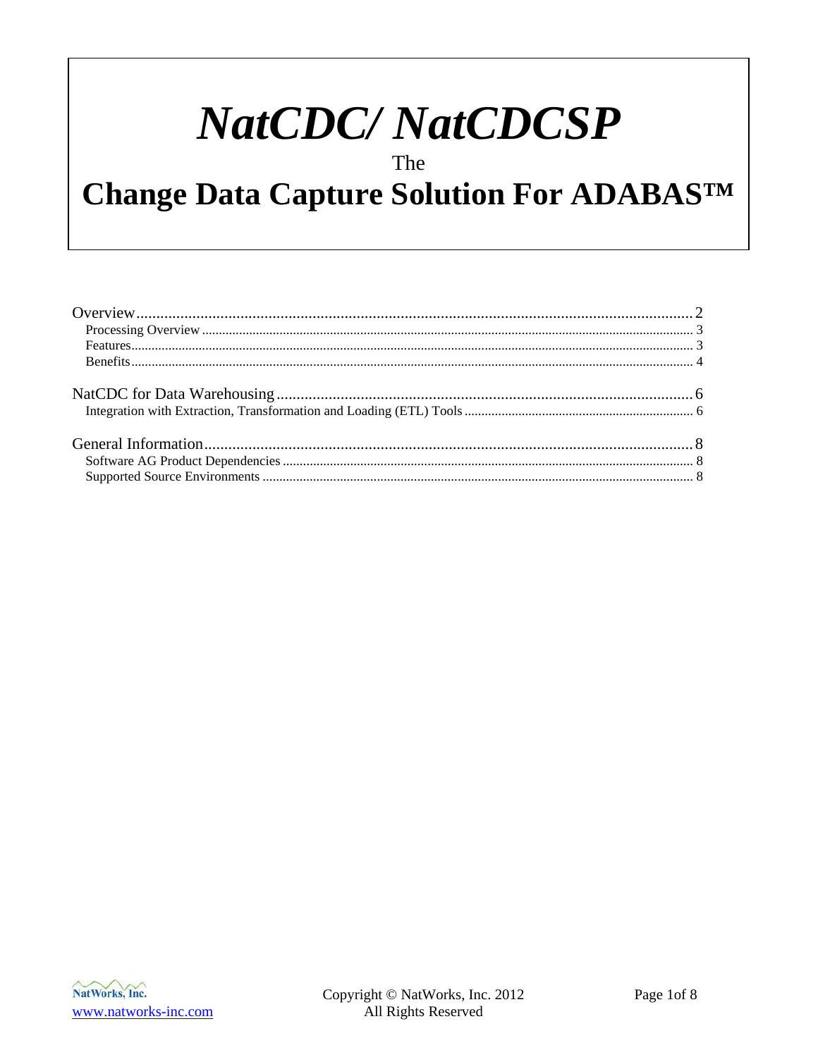# *NatCDC/ NatCDCSP*

The

# Change Data Capture Solution For ADABAS™

Overview ........................................................................................................................... 2
- Processing Overview ................................................................................................................ 3
- Features ..................................................................................................................................... 3
- Benefits ..................................................................................................................................... 4

NatCDC for Data Warehousing ........................................................................................ 6
- Integration with Extraction, Transformation and Loading (ETL) Tools .................................. 6

General Information ........................................................................................................... 8
- Software AG Product Dependencies ......................................................................................... 8
- Supported Source Environments ............................................................................................... 8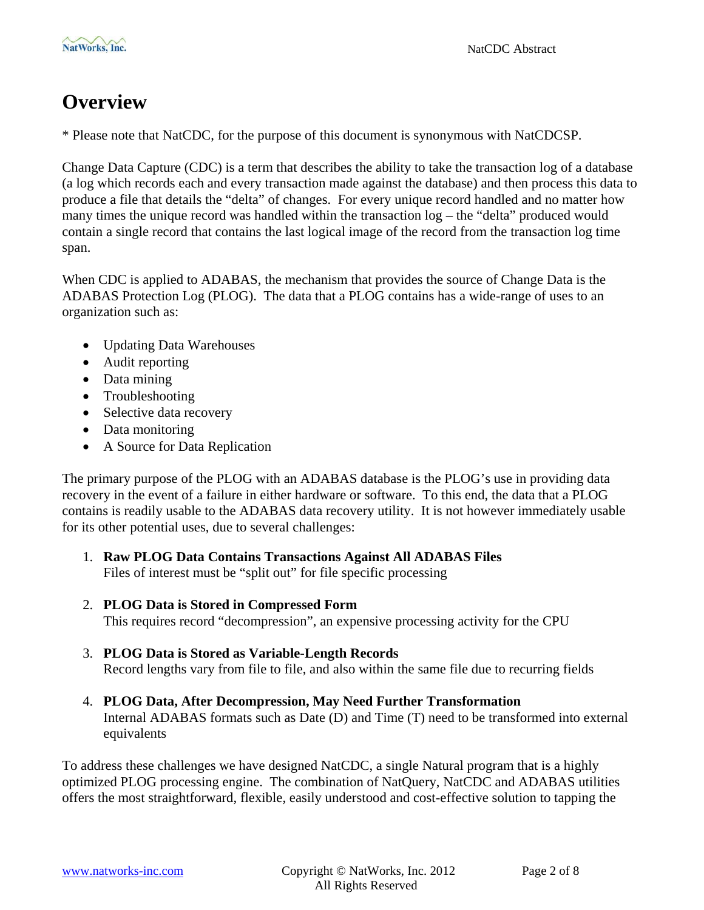# Overview

* Please note that NatCDC, for the purpose of this document is synonymous with NatCDCSP.

Change Data Capture (CDC) is a term that describes the ability to take the transaction log of a database (a log which records each and every transaction made against the database) and then process this data to produce a file that details the "delta" of changes. For every unique record handled and no matter how many times the unique record was handled within the transaction log – the "delta" produced would contain a single record that contains the last logical image of the record from the transaction log time span.

When CDC is applied to ADABAS, the mechanism that provides the source of Change Data is the ADABAS Protection Log (PLOG). The data that a PLOG contains has a wide-range of uses to an organization such as:

- Updating Data Warehouses
- Audit reporting
- Data mining
- Troubleshooting
- Selective data recovery
- Data monitoring
- A Source for Data Replication

The primary purpose of the PLOG with an ADABAS database is the PLOG's use in providing data recovery in the event of a failure in either hardware or software. To this end, the data that a PLOG contains is readily usable to the ADABAS data recovery utility. It is not however immediately usable for its other potential uses, due to several challenges:

1. **Raw PLOG Data Contains Transactions Against All ADABAS Files**
   Files of interest must be "split out" for file specific processing

2. **PLOG Data is Stored in Compressed Form**
   This requires record "decompression", an expensive processing activity for the CPU

3. **PLOG Data is Stored as Variable-Length Records**
   Record lengths vary from file to file, and also within the same file due to recurring fields

4. **PLOG Data, After Decompression, May Need Further Transformation**
   Internal ADABAS formats such as Date (D) and Time (T) need to be transformed into external equivalents

To address these challenges we have designed NatCDC, a single Natural program that is a highly optimized PLOG processing engine. The combination of NatQuery, NatCDC and ADABAS utilities offers the most straightforward, flexible, easily understood and cost-effective solution to tapping the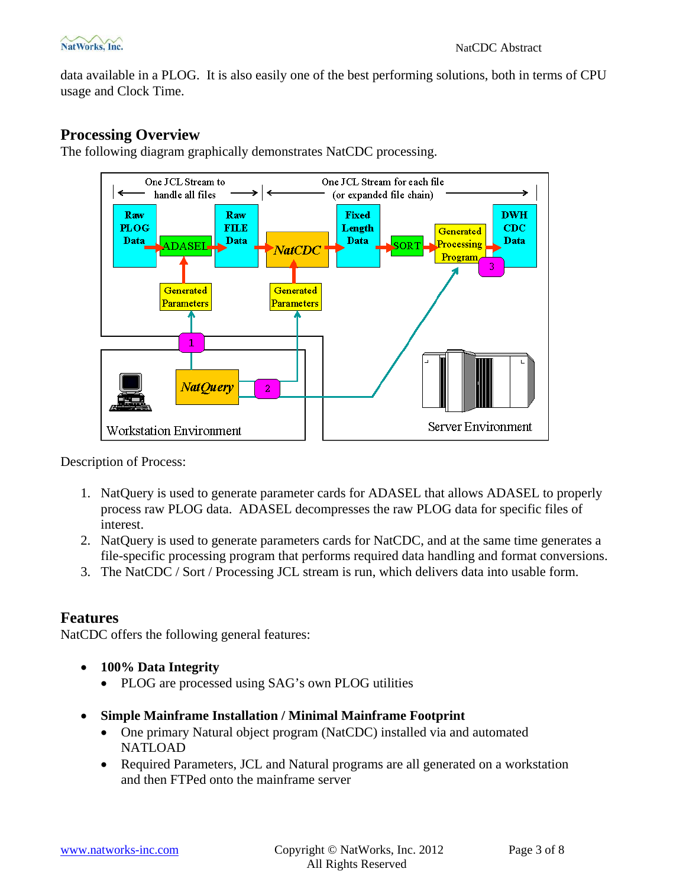data available in a PLOG. It is also easily one of the best performing solutions, both in terms of CPU usage and Clock Time.

## Processing Overview

The following diagram graphically demonstrates NatCDC processing.

Description of Process:

1. NatQuery is used to generate parameter cards for ADASEL that allows ADASEL to properly process raw PLOG data. ADASEL decompresses the raw PLOG data for specific files of interest.
2. NatQuery is used to generate parameters cards for NatCDC, and at the same time generates a file-specific processing program that performs required data handling and format conversions.
3. The NatCDC / Sort / Processing JCL stream is run, which delivers data into usable form.

## Features

NatCDC offers the following general features:

- **100% Data Integrity**
  - PLOG are processed using SAG's own PLOG utilities

- **Simple Mainframe Installation / Minimal Mainframe Footprint**
  - One primary Natural object program (NatCDC) installed via and automated NATLOAD
  - Required Parameters, JCL and Natural programs are all generated on a workstation and then FTPed onto the mainframe server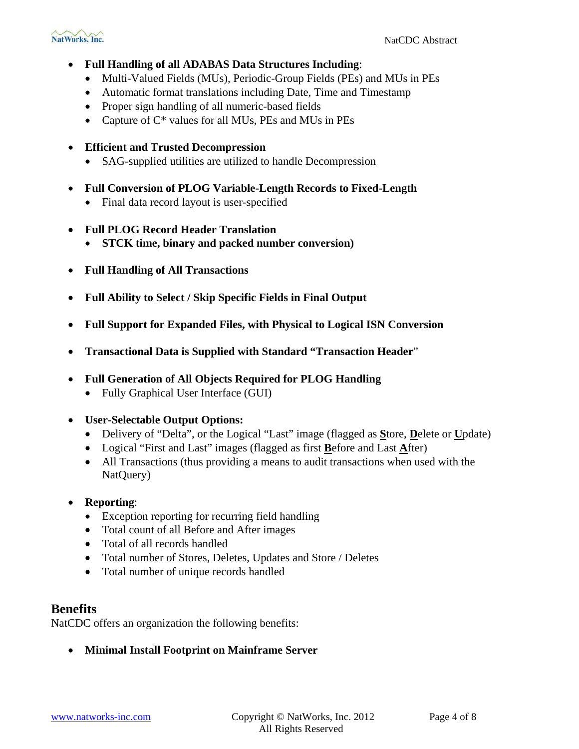- **Full Handling of all ADABAS Data Structures Including**:
    - Multi-Valued Fields (MUs), Periodic-Group Fields (PEs) and MUs in PEs
    - Automatic format translations including Date, Time and Timestamp
    - Proper sign handling of all numeric-based fields
    - Capture of C* values for all MUs, PEs and MUs in PEs

- **Efficient and Trusted Decompression**
    - SAG-supplied utilities are utilized to handle Decompression

- **Full Conversion of PLOG Variable-Length Records to Fixed-Length**
    - Final data record layout is user-specified

- **Full PLOG Record Header Translation**
    - **STCK time, binary and packed number conversion)**

- **Full Handling of All Transactions**

- **Full Ability to Select / Skip Specific Fields in Final Output**

- **Full Support for Expanded Files, with Physical to Logical ISN Conversion**

- **Transactional Data is Supplied with Standard "Transaction Header**"

- **Full Generation of All Objects Required for PLOG Handling**
    - Fully Graphical User Interface (GUI)

- **User-Selectable Output Options:**
    - Delivery of "Delta", or the Logical "Last" image (flagged as **S**tore, **D**elete or **U**pdate)
    - Logical "First and Last" images (flagged as first **B**efore and Last **A**fter)
    - All Transactions (thus providing a means to audit transactions when used with the NatQuery)

- **Reporting**:
    - Exception reporting for recurring field handling
    - Total count of all Before and After images
    - Total of all records handled
    - Total number of Stores, Deletes, Updates and Store / Deletes
    - Total number of unique records handled

## Benefits

NatCDC offers an organization the following benefits:

- **Minimal Install Footprint on Mainframe Server**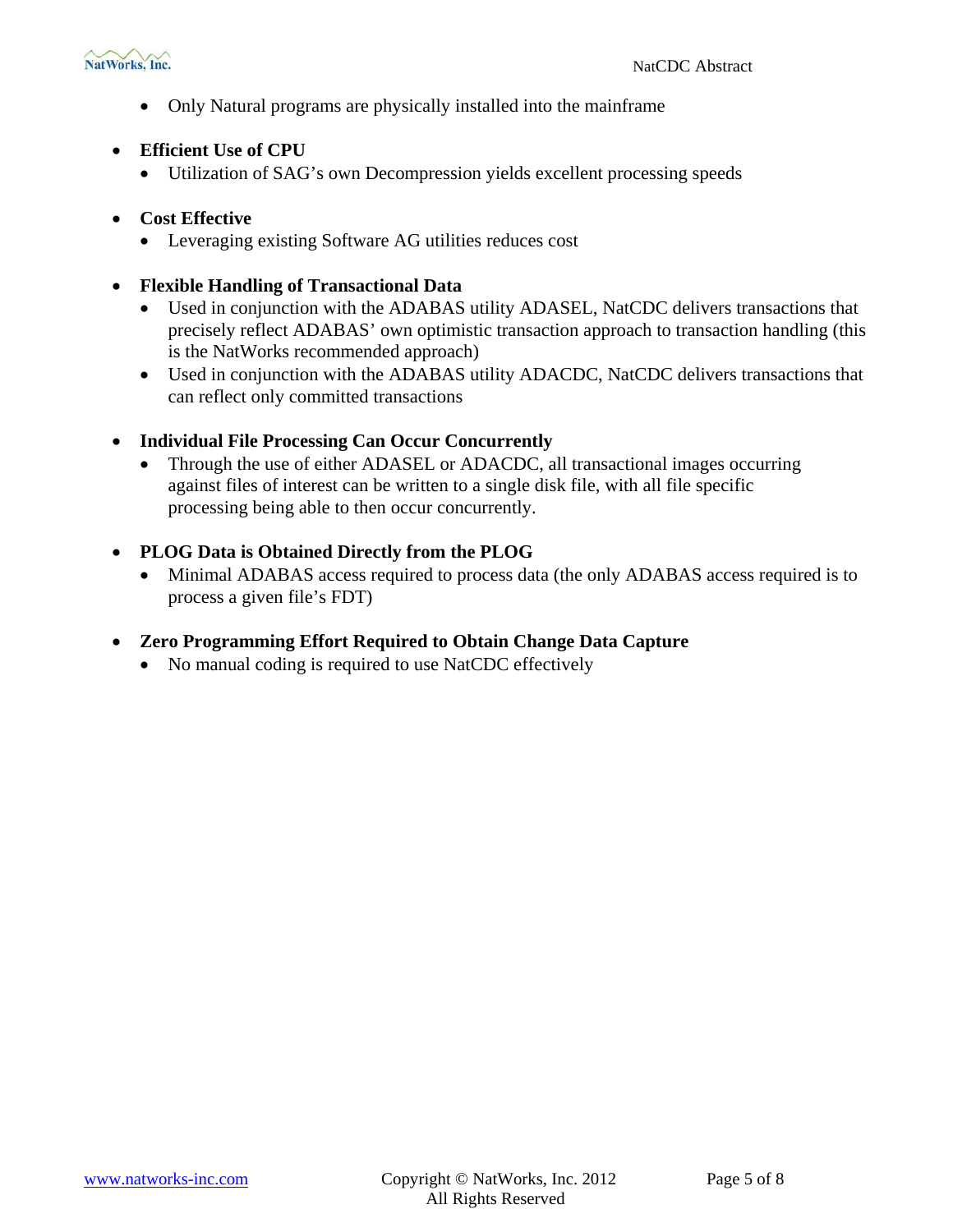- Only Natural programs are physically installed into the mainframe

- **Efficient Use of CPU**
  - Utilization of SAG's own Decompression yields excellent processing speeds

- **Cost Effective**
  - Leveraging existing Software AG utilities reduces cost

- **Flexible Handling of Transactional Data**
  - Used in conjunction with the ADABAS utility ADASEL, NatCDC delivers transactions that precisely reflect ADABAS' own optimistic transaction approach to transaction handling (this is the NatWorks recommended approach)
  - Used in conjunction with the ADABAS utility ADACDC, NatCDC delivers transactions that can reflect only committed transactions

- **Individual File Processing Can Occur Concurrently**
  - Through the use of either ADASEL or ADACDC, all transactional images occurring against files of interest can be written to a single disk file, with all file specific processing being able to then occur concurrently.

- **PLOG Data is Obtained Directly from the PLOG**
  - Minimal ADABAS access required to process data (the only ADABAS access required is to process a given file's FDT)

- **Zero Programming Effort Required to Obtain Change Data Capture**
  - No manual coding is required to use NatCDC effectively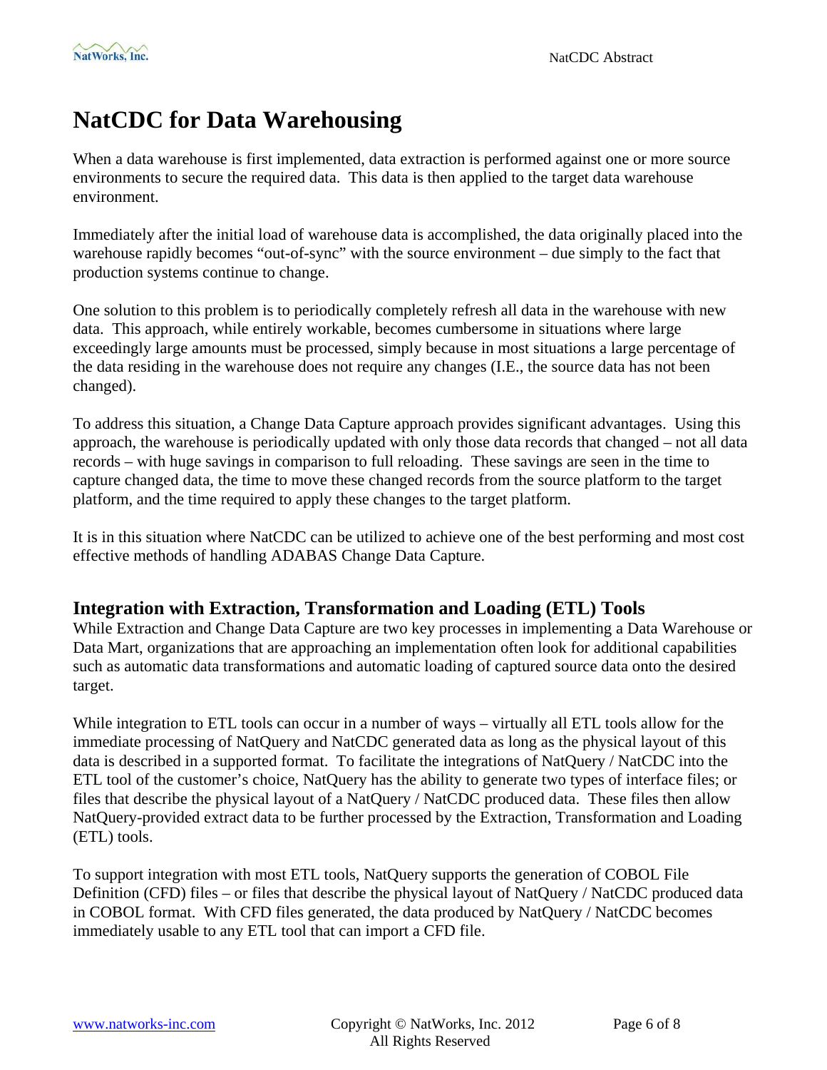# NatCDC for Data Warehousing

When a data warehouse is first implemented, data extraction is performed against one or more source environments to secure the required data. This data is then applied to the target data warehouse environment.

Immediately after the initial load of warehouse data is accomplished, the data originally placed into the warehouse rapidly becomes "out-of-sync" with the source environment – due simply to the fact that production systems continue to change.

One solution to this problem is to periodically completely refresh all data in the warehouse with new data. This approach, while entirely workable, becomes cumbersome in situations where large exceedingly large amounts must be processed, simply because in most situations a large percentage of the data residing in the warehouse does not require any changes (I.E., the source data has not been changed).

To address this situation, a Change Data Capture approach provides significant advantages. Using this approach, the warehouse is periodically updated with only those data records that changed – not all data records – with huge savings in comparison to full reloading. These savings are seen in the time to capture changed data, the time to move these changed records from the source platform to the target platform, and the time required to apply these changes to the target platform.

It is in this situation where NatCDC can be utilized to achieve one of the best performing and most cost effective methods of handling ADABAS Change Data Capture.

## Integration with Extraction, Transformation and Loading (ETL) Tools

While Extraction and Change Data Capture are two key processes in implementing a Data Warehouse or Data Mart, organizations that are approaching an implementation often look for additional capabilities such as automatic data transformations and automatic loading of captured source data onto the desired target.

While integration to ETL tools can occur in a number of ways – virtually all ETL tools allow for the immediate processing of NatQuery and NatCDC generated data as long as the physical layout of this data is described in a supported format. To facilitate the integrations of NatQuery / NatCDC into the ETL tool of the customer's choice, NatQuery has the ability to generate two types of interface files; or files that describe the physical layout of a NatQuery / NatCDC produced data. These files then allow NatQuery-provided extract data to be further processed by the Extraction, Transformation and Loading (ETL) tools.

To support integration with most ETL tools, NatQuery supports the generation of COBOL File Definition (CFD) files – or files that describe the physical layout of NatQuery / NatCDC produced data in COBOL format. With CFD files generated, the data produced by NatQuery / NatCDC becomes immediately usable to any ETL tool that can import a CFD file.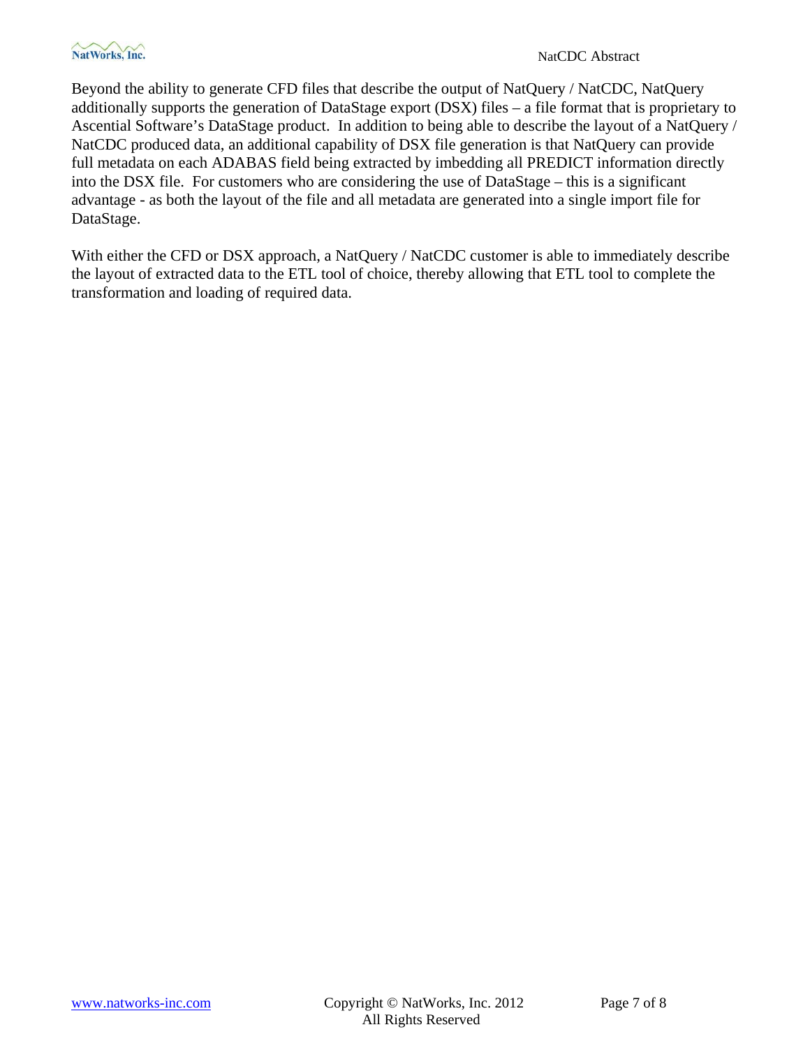Beyond the ability to generate CFD files that describe the output of NatQuery / NatCDC, NatQuery additionally supports the generation of DataStage export (DSX) files – a file format that is proprietary to Ascential Software's DataStage product. In addition to being able to describe the layout of a NatQuery / NatCDC produced data, an additional capability of DSX file generation is that NatQuery can provide full metadata on each ADABAS field being extracted by imbedding all PREDICT information directly into the DSX file. For customers who are considering the use of DataStage – this is a significant advantage - as both the layout of the file and all metadata are generated into a single import file for DataStage.

With either the CFD or DSX approach, a NatQuery / NatCDC customer is able to immediately describe the layout of extracted data to the ETL tool of choice, thereby allowing that ETL tool to complete the transformation and loading of required data.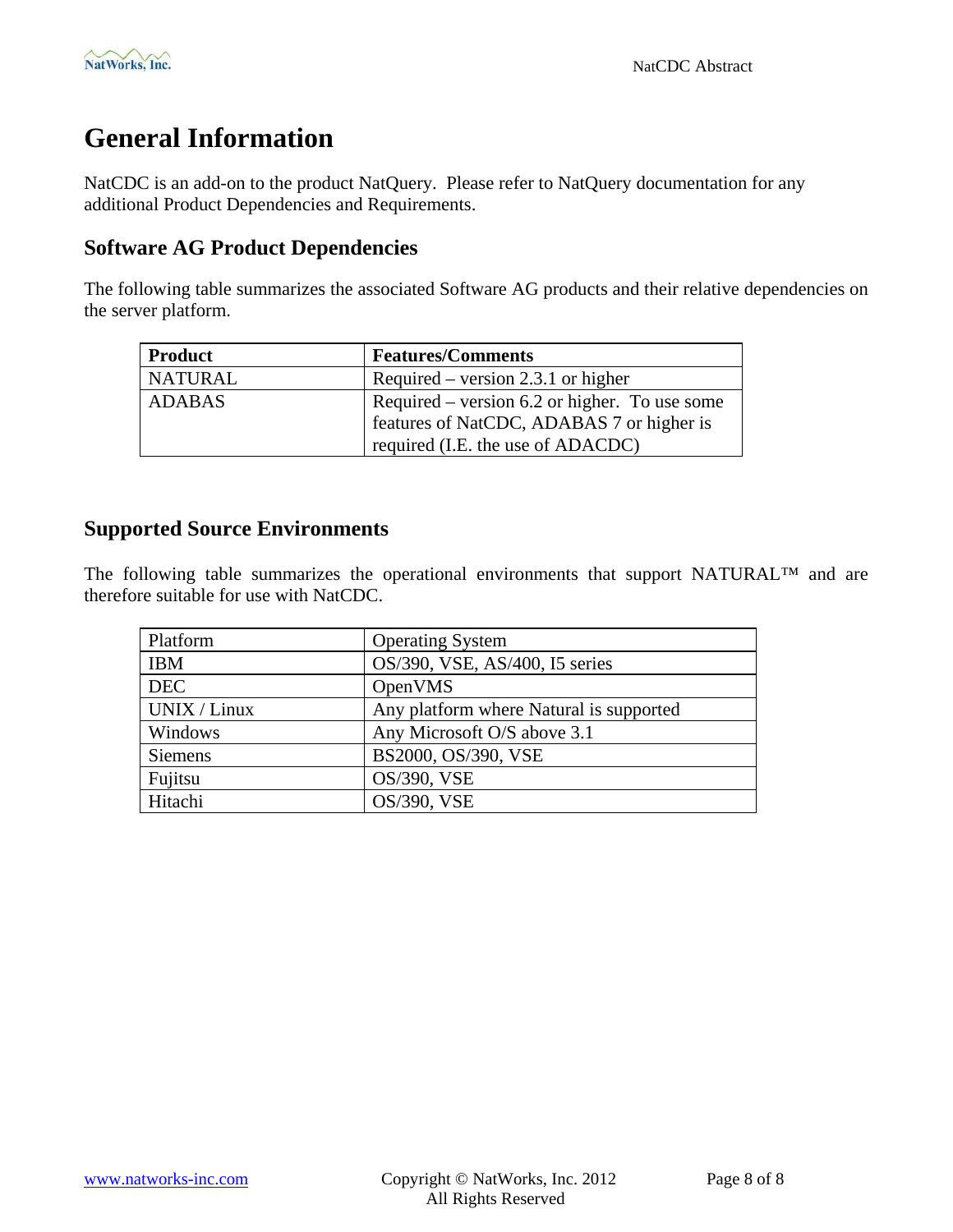# General Information

NatCDC is an add-on to the product NatQuery. Please refer to NatQuery documentation for any additional Product Dependencies and Requirements.

## Software AG Product Dependencies

The following table summarizes the associated Software AG products and their relative dependencies on the server platform.

| Product | Features/Comments |
|---|---|
| NATURAL | Required – version 2.3.1 or higher |
| ADABAS | Required – version 6.2 or higher. To use some features of NatCDC, ADABAS 7 or higher is required (I.E. the use of ADACDC) |

## Supported Source Environments

The following table summarizes the operational environments that support NATURAL™ and are therefore suitable for use with NatCDC.

| Platform | Operating System |
|---|---|
| IBM | OS/390, VSE, AS/400, I5 series |
| DEC | OpenVMS |
| UNIX / Linux | Any platform where Natural is supported |
| Windows | Any Microsoft O/S above 3.1 |
| Siemens | BS2000, OS/390, VSE |
| Fujitsu | OS/390, VSE |
| Hitachi | OS/390, VSE |